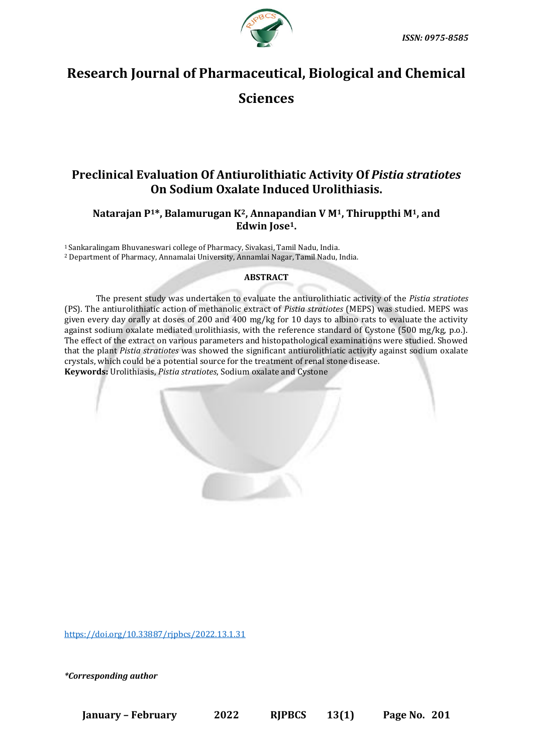ISSN: 0975-8585

# Research Journal of Pharmaceutical, Biological and Chemical Sciences

## Preclinical Evaluation Of Antiurolithiatic Activity Of *Pistia stratiotes* On Sodium Oxalate Induced Urolithiasis.

**Natarajan P[1]*, Balamurugan K[2], Annapandian V M[1], Thiruppthi M[1], and Edwin Jose[1].**

[1] Sankaralingam Bhuvaneswari college of Pharmacy, Sivakasi, Tamil Nadu, India.
[2] Department of Pharmacy, Annamalai University, Annamlai Nagar, Tamil Nadu, India.

### ABSTRACT

The present study was undertaken to evaluate the antiurolithiatic activity of the *Pistia stratiotes* (PS). The antiurolithiatic action of methanolic extract of *Pistia stratiotes* (MEPS) was studied. MEPS was given every day orally at doses of 200 and 400 mg/kg for 10 days to albino rats to evaluate the activity against sodium oxalate mediated urolithiasis, with the reference standard of Cystone (500 mg/kg, p.o.). The effect of the extract on various parameters and histopathological examinations were studied. Showed that the plant *Pistia stratiotes* was showed the significant antiurolithiatic activity against sodium oxalate crystals, which could be a potential source for the treatment of renal stone disease.

**Keywords:** Urolithiasis, *Pistia stratiotes*, Sodium oxalate and Cystone

https://doi.org/10.33887/rjpbcs/2022.13.1.31

*\*Corresponding author*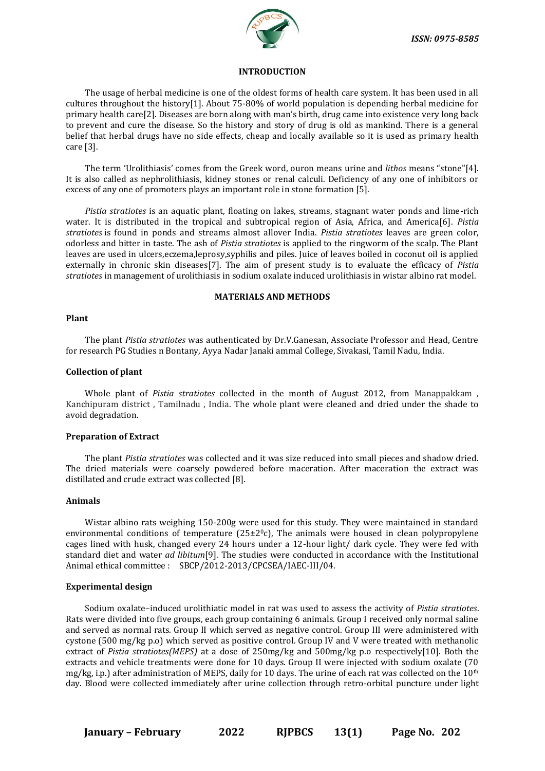## INTRODUCTION

The usage of herbal medicine is one of the oldest forms of health care system. It has been used in all cultures throughout the history[1]. About 75-80% of world population is depending herbal medicine for primary health care[2]. Diseases are born along with man's birth, drug came into existence very long back to prevent and cure the disease. So the history and story of drug is old as mankind. There is a general belief that herbal drugs have no side effects, cheap and locally available so it is used as primary health care [3].

The term 'Urolithiasis' comes from the Greek word, ouron means urine and *lithos* means "stone"[4]. It is also called as nephrolithiasis, kidney stones or renal calculi. Deficiency of any one of inhibitors or excess of any one of promoters plays an important role in stone formation [5].

*Pistia stratiotes* is an aquatic plant, floating on lakes, streams, stagnant water ponds and lime-rich water. It is distributed in the tropical and subtropical region of Asia, Africa, and America[6]. *Pistia stratiotes* is found in ponds and streams almost allover India. *Pistia stratiotes* leaves are green color, odorless and bitter in taste. The ash of *Pistia stratiotes* is applied to the ringworm of the scalp. The Plant leaves are used in ulcers,eczema,leprosy,syphilis and piles. Juice of leaves boiled in coconut oil is applied externally in chronic skin diseases[7]. The aim of present study is to evaluate the efficacy of *Pistia stratiotes* in management of urolithiasis in sodium oxalate induced urolithiasis in wistar albino rat model.

## MATERIALS AND METHODS

### Plant

The plant *Pistia stratiotes* was authenticated by Dr.V.Ganesan, Associate Professor and Head, Centre for research PG Studies n Bontany, Ayya Nadar Janaki ammal College, Sivakasi, Tamil Nadu, India.

### Collection of plant

Whole plant of *Pistia stratiotes* collected in the month of August 2012, from Manappakkam , Kanchipuram district , Tamilnadu , India. The whole plant were cleaned and dried under the shade to avoid degradation.

### Preparation of Extract

The plant *Pistia stratiotes* was collected and it was size reduced into small pieces and shadow dried. The dried materials were coarsely powdered before maceration. After maceration the extract was distillated and crude extract was collected [8].

### Animals

Wistar albino rats weighing 150-200g were used for this study. They were maintained in standard environmental conditions of temperature (25±2$^0$c), The animals were housed in clean polypropylene cages lined with husk, changed every 24 hours under a 12-hour light/ dark cycle. They were fed with standard diet and water *ad libitum*[9]. The studies were conducted in accordance with the Institutional Animal ethical committee : SBCP/2012-2013/CPCSEA/IAEC-III/04.

### Experimental design

Sodium oxalate–induced urolithiatic model in rat was used to assess the activity of *Pistia stratiotes*. Rats were divided into five groups, each group containing 6 animals. Group I received only normal saline and served as normal rats. Group II which served as negative control. Group III were administered with cystone (500 mg/kg p.o) which served as positive control. Group IV and V were treated with methanolic extract of *Pistia stratiotes(MEPS)* at a dose of 250mg/kg and 500mg/kg p.o respectively[10]. Both the extracts and vehicle treatments were done for 10 days. Group II were injected with sodium oxalate (70 mg/kg, i.p.) after administration of MEPS, daily for 10 days. The urine of each rat was collected on the 10$^{th}$ day. Blood were collected immediately after urine collection through retro-orbital puncture under light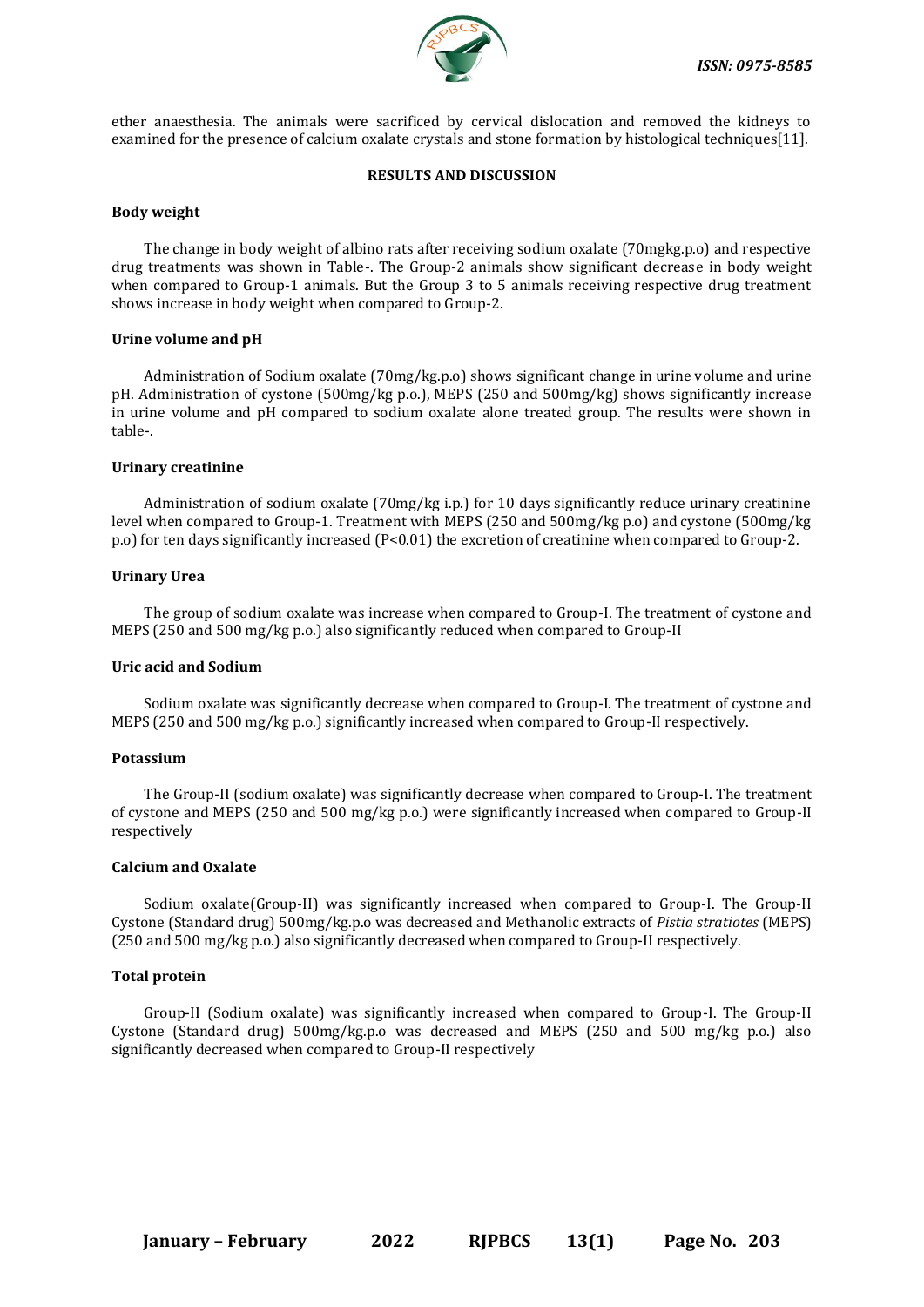ether anaesthesia. The animals were sacrificed by cervical dislocation and removed the kidneys to examined for the presence of calcium oxalate crystals and stone formation by histological techniques[11].

## RESULTS AND DISCUSSION

### Body weight

The change in body weight of albino rats after receiving sodium oxalate (70mgkg.p.o) and respective drug treatments was shown in Table-. The Group-2 animals show significant decrease in body weight when compared to Group-1 animals. But the Group 3 to 5 animals receiving respective drug treatment shows increase in body weight when compared to Group-2.

### Urine volume and pH

Administration of Sodium oxalate (70mg/kg.p.o) shows significant change in urine volume and urine pH. Administration of cystone (500mg/kg p.o.), MEPS (250 and 500mg/kg) shows significantly increase in urine volume and pH compared to sodium oxalate alone treated group. The results were shown in table-.

### Urinary creatinine

Administration of sodium oxalate (70mg/kg i.p.) for 10 days significantly reduce urinary creatinine level when compared to Group-1. Treatment with MEPS (250 and 500mg/kg p.o) and cystone (500mg/kg p.o) for ten days significantly increased ($P<0.01$) the excretion of creatinine when compared to Group-2.

### Urinary Urea

The group of sodium oxalate was increase when compared to Group-I. The treatment of cystone and MEPS (250 and 500 mg/kg p.o.) also significantly reduced when compared to Group-II

### Uric acid and Sodium

Sodium oxalate was significantly decrease when compared to Group-I. The treatment of cystone and MEPS (250 and 500 mg/kg p.o.) significantly increased when compared to Group-II respectively.

### Potassium

The Group-II (sodium oxalate) was significantly decrease when compared to Group-I. The treatment of cystone and MEPS (250 and 500 mg/kg p.o.) were significantly increased when compared to Group-II respectively

### Calcium and Oxalate

Sodium oxalate(Group-II) was significantly increased when compared to Group-I. The Group-II Cystone (Standard drug) 500mg/kg.p.o was decreased and Methanolic extracts of *Pistia stratiotes* (MEPS) (250 and 500 mg/kg p.o.) also significantly decreased when compared to Group-II respectively.

### Total protein

Group-II (Sodium oxalate) was significantly increased when compared to Group-I. The Group-II Cystone (Standard drug) 500mg/kg.p.o was decreased and MEPS (250 and 500 mg/kg p.o.) also significantly decreased when compared to Group-II respectively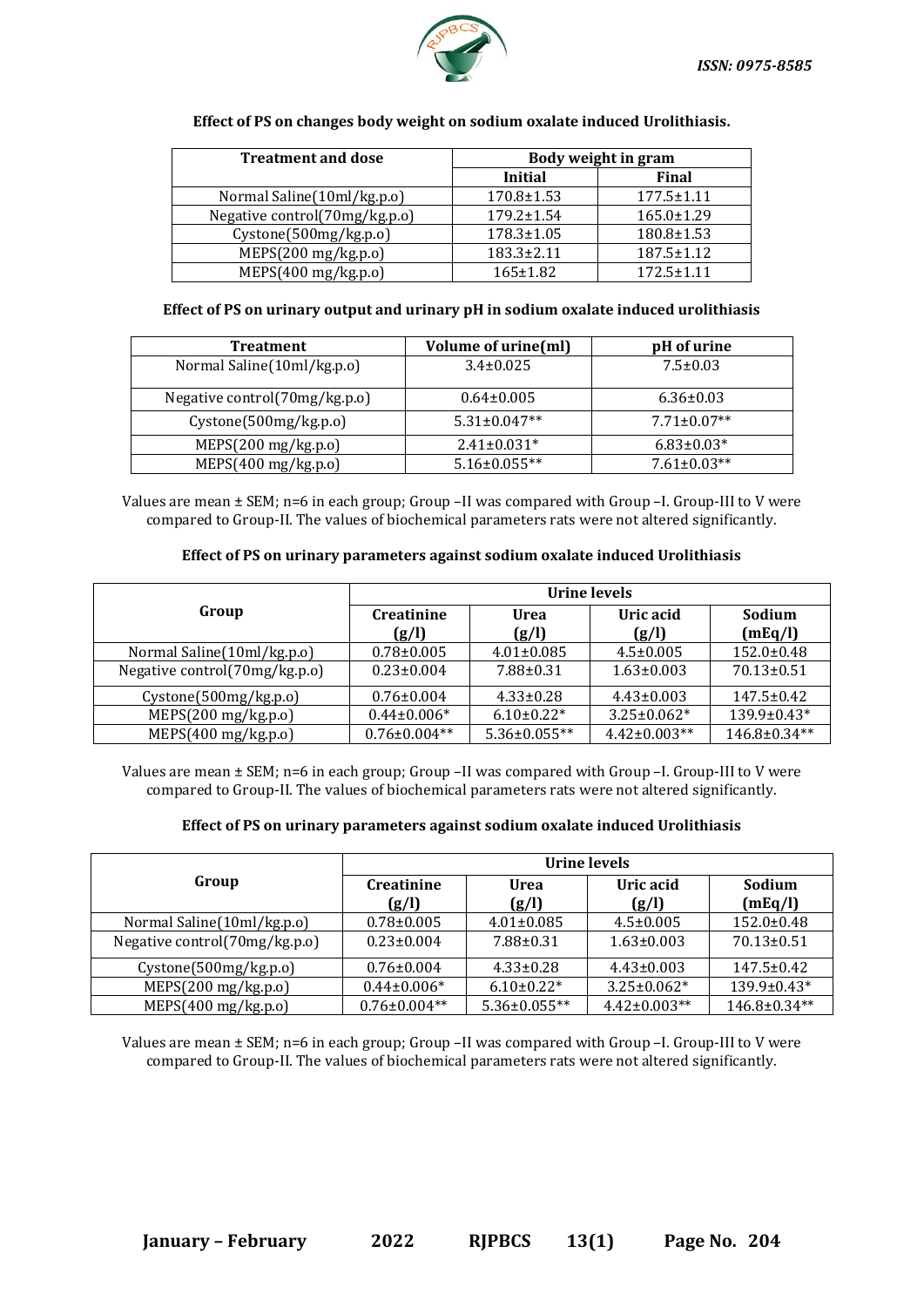**Effect of PS on changes body weight on sodium oxalate induced Urolithiasis.**

| Treatment and dose | Body weight in gram | |
|---|---|---|
| | Initial | Final |
| Normal Saline(10ml/kg.p.o) | 170.8±1.53 | 177.5±1.11 |
| Negative control(70mg/kg.p.o) | 179.2±1.54 | 165.0±1.29 |
| Cystone(500mg/kg.p.o) | 178.3±1.05 | 180.8±1.53 |
| MEPS(200 mg/kg.p.o) | 183.3±2.11 | 187.5±1.12 |
| MEPS(400 mg/kg.p.o) | 165±1.82 | 172.5±1.11 |

**Effect of PS on urinary output and urinary pH in sodium oxalate induced urolithiasis**

| Treatment | Volume of urine(ml) | pH of urine |
|---|---|---|
| Normal Saline(10ml/kg.p.o) | 3.4±0.025 | 7.5±0.03 |
| Negative control(70mg/kg.p.o) | 0.64±0.005 | 6.36±0.03 |
| Cystone(500mg/kg.p.o) | 5.31±0.047** | 7.71±0.07** |
| MEPS(200 mg/kg.p.o) | 2.41±0.031* | 6.83±0.03* |
| MEPS(400 mg/kg.p.o) | 5.16±0.055** | 7.61±0.03** |

Values are mean ± SEM; n=6 in each group; Group –II was compared with Group –I. Group-III to V were compared to Group-II. The values of biochemical parameters rats were not altered significantly.

**Effect of PS on urinary parameters against sodium oxalate induced Urolithiasis**

| Group | Urine levels | | | |
|---|---|---|---|---|
| | Creatinine (g/l) | Urea (g/l) | Uric acid (g/l) | Sodium (mEq/l) |
| Normal Saline(10ml/kg.p.o) | 0.78±0.005 | 4.01±0.085 | 4.5±0.005 | 152.0±0.48 |
| Negative control(70mg/kg.p.o) | 0.23±0.004 | 7.88±0.31 | 1.63±0.003 | 70.13±0.51 |
| Cystone(500mg/kg.p.o) | 0.76±0.004 | 4.33±0.28 | 4.43±0.003 | 147.5±0.42 |
| MEPS(200 mg/kg.p.o) | 0.44±0.006* | 6.10±0.22* | 3.25±0.062* | 139.9±0.43* |
| MEPS(400 mg/kg.p.o) | 0.76±0.004** | 5.36±0.055** | 4.42±0.003** | 146.8±0.34** |

Values are mean ± SEM; n=6 in each group; Group –II was compared with Group –I. Group-III to V were compared to Group-II. The values of biochemical parameters rats were not altered significantly.

**Effect of PS on urinary parameters against sodium oxalate induced Urolithiasis**

| Group | Urine levels | | | |
|---|---|---|---|---|
| | Creatinine (g/l) | Urea (g/l) | Uric acid (g/l) | Sodium (mEq/l) |
| Normal Saline(10ml/kg.p.o) | 0.78±0.005 | 4.01±0.085 | 4.5±0.005 | 152.0±0.48 |
| Negative control(70mg/kg.p.o) | 0.23±0.004 | 7.88±0.31 | 1.63±0.003 | 70.13±0.51 |
| Cystone(500mg/kg.p.o) | 0.76±0.004 | 4.33±0.28 | 4.43±0.003 | 147.5±0.42 |
| MEPS(200 mg/kg.p.o) | 0.44±0.006* | 6.10±0.22* | 3.25±0.062* | 139.9±0.43* |
| MEPS(400 mg/kg.p.o) | 0.76±0.004** | 5.36±0.055** | 4.42±0.003** | 146.8±0.34** |

Values are mean ± SEM; n=6 in each group; Group –II was compared with Group –I. Group-III to V were compared to Group-II. The values of biochemical parameters rats were not altered significantly.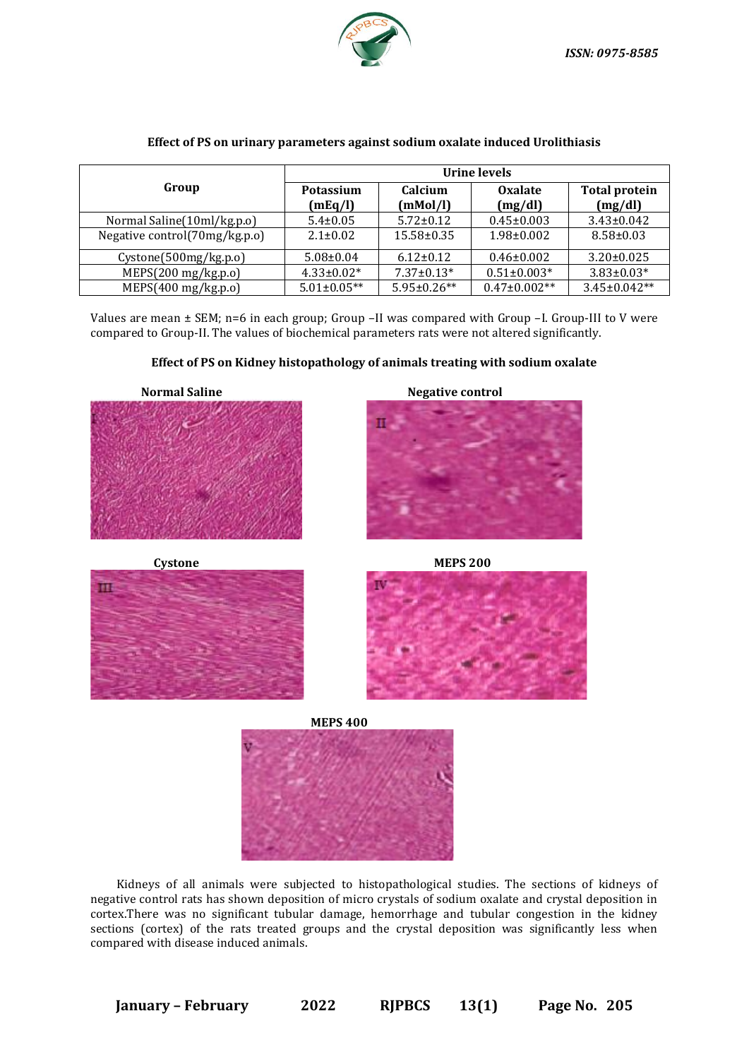**Effect of PS on urinary parameters against sodium oxalate induced Urolithiasis**

| Group | Urine levels | | | |
|---|---|---|---|---|
| | Potassium (mEq/l) | Calcium (mMol/l) | Oxalate (mg/dl) | Total protein (mg/dl) |
| Normal Saline(10ml/kg.p.o) | 5.4±0.05 | 5.72±0.12 | 0.45±0.003 | 3.43±0.042 |
| Negative control(70mg/kg.p.o) | 2.1±0.02 | 15.58±0.35 | 1.98±0.002 | 8.58±0.03 |
| Cystone(500mg/kg.p.o) | 5.08±0.04 | 6.12±0.12 | 0.46±0.002 | 3.20±0.025 |
| MEPS(200 mg/kg.p.o) | 4.33±0.02* | 7.37±0.13* | 0.51±0.003* | 3.83±0.03* |
| MEPS(400 mg/kg.p.o) | 5.01±0.05** | 5.95±0.26** | 0.47±0.002** | 3.45±0.042** |

Values are mean ± SEM; n=6 in each group; Group –II was compared with Group –I. Group-III to V were compared to Group-II. The values of biochemical parameters rats were not altered significantly.

**Effect of PS on Kidney histopathology of animals treating with sodium oxalate**

Normal Saline

Negative control

Cystone

MEPS 200

MEPS 400

Kidneys of all animals were subjected to histopathological studies. The sections of kidneys of negative control rats has shown deposition of micro crystals of sodium oxalate and crystal deposition in cortex.There was no significant tubular damage, hemorrhage and tubular congestion in the kidney sections (cortex) of the rats treated groups and the crystal deposition was significantly less when compared with disease induced animals.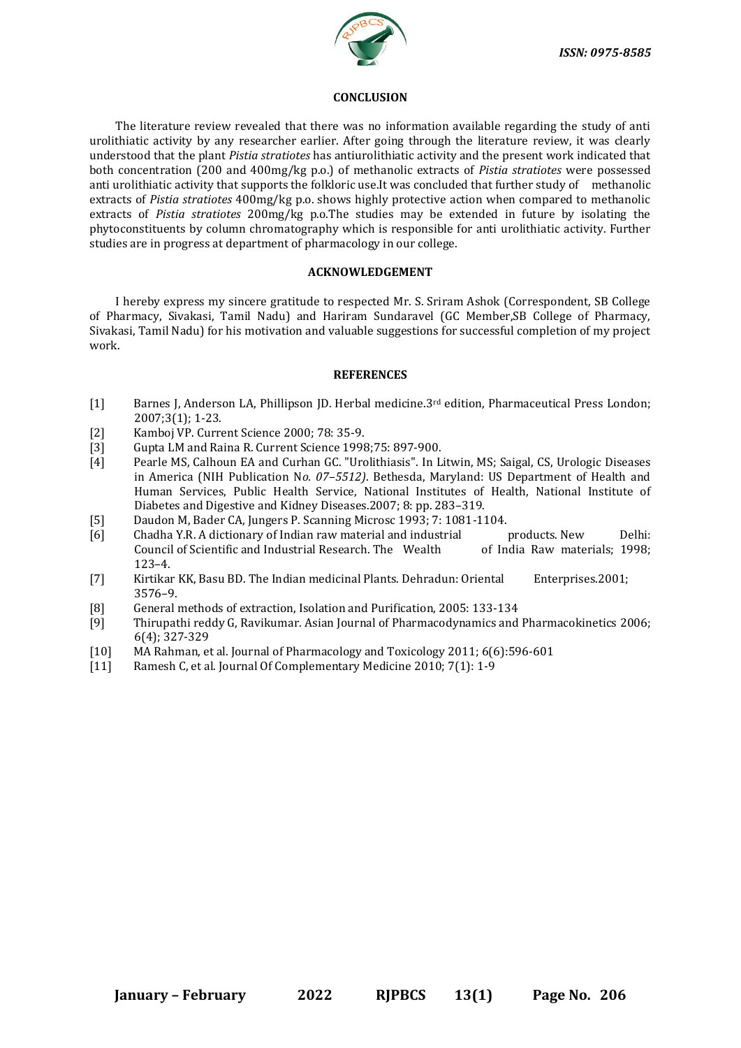## CONCLUSION

The literature review revealed that there was no information available regarding the study of anti urolithiatic activity by any researcher earlier. After going through the literature review, it was clearly understood that the plant *Pistia stratiotes* has antiurolithiatic activity and the present work indicated that both concentration (200 and 400mg/kg p.o.) of methanolic extracts of *Pistia stratiotes* were possessed anti urolithiatic activity that supports the folkloric use.It was concluded that further study of methanolic extracts of *Pistia stratiotes* 400mg/kg p.o. shows highly protective action when compared to methanolic extracts of *Pistia stratiotes* 200mg/kg p.o.The studies may be extended in future by isolating the phytoconstituents by column chromatography which is responsible for anti urolithiatic activity. Further studies are in progress at department of pharmacology in our college.

## ACKNOWLEDGEMENT

I hereby express my sincere gratitude to respected Mr. S. Sriram Ashok (Correspondent, SB College of Pharmacy, Sivakasi, Tamil Nadu) and Hariram Sundaravel (GC Member,SB College of Pharmacy, Sivakasi, Tamil Nadu) for his motivation and valuable suggestions for successful completion of my project work.

## REFERENCES

[1] Barnes J, Anderson LA, Phillipson JD. Herbal medicine.3rd edition, Pharmaceutical Press London; 2007;3(1); 1-23.
[2] Kamboj VP. Current Science 2000; 78: 35-9.
[3] Gupta LM and Raina R. Current Science 1998;75: 897-900.
[4] Pearle MS, Calhoun EA and Curhan GC. "Urolithiasis". In Litwin, MS; Saigal, CS, Urologic Diseases in America (NIH Publication N*o. 07–5512)*. Bethesda, Maryland: US Department of Health and Human Services, Public Health Service, National Institutes of Health, National Institute of Diabetes and Digestive and Kidney Diseases.2007; 8: pp. 283–319.
[5] Daudon M, Bader CA, Jungers P. Scanning Microsc 1993; 7: 1081-1104.
[6] Chadha Y.R. A dictionary of Indian raw material and industrial products. New Delhi: Council of Scientific and Industrial Research. The Wealth of India Raw materials; 1998; 123–4.
[7] Kirtikar KK, Basu BD. The Indian medicinal Plants. Dehradun: Oriental Enterprises.2001; 3576–9.
[8] General methods of extraction, Isolation and Purification, 2005: 133-134
[9] Thirupathi reddy G, Ravikumar. Asian Journal of Pharmacodynamics and Pharmacokinetics 2006; 6(4); 327-329
[10] MA Rahman, et al. Journal of Pharmacology and Toxicology 2011; 6(6):596-601
[11] Ramesh C, et al. Journal Of Complementary Medicine 2010; 7(1): 1-9